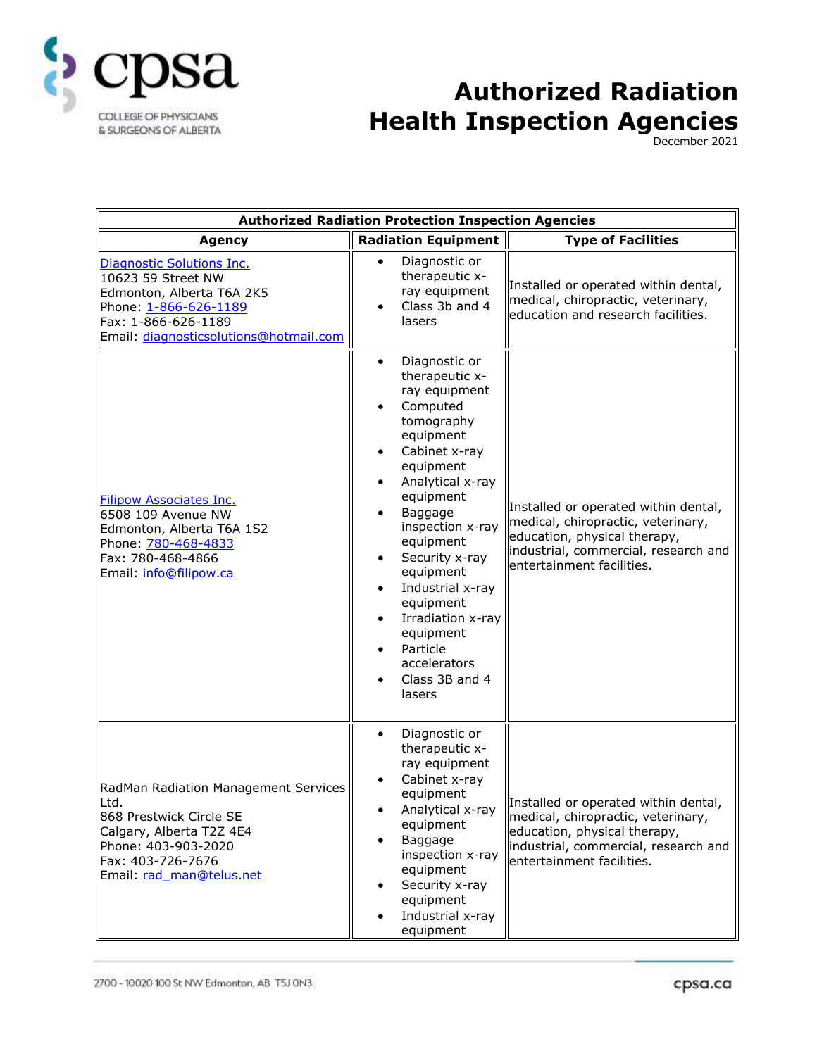# Authorized Radiation Health Inspection Agencies

December 2021

| Authorized Radiation Protection Inspection Agencies | | |
|---|---|---|
| **Agency** | **Radiation Equipment** | **Type of Facilities** |
| Diagnostic Solutions Inc.<br>10623 59 Street NW<br>Edmonton, Alberta T6A 2K5<br>Phone: 1-866-626-1189<br>Fax: 1-866-626-1189<br>Email: diagnosticsolutions@hotmail.com | • Diagnostic or therapeutic x-ray equipment<br>• Class 3b and 4 lasers | Installed or operated within dental, medical, chiropractic, veterinary, education and research facilities. |
| Filipow Associates Inc.<br>6508 109 Avenue NW<br>Edmonton, Alberta T6A 1S2<br>Phone: 780-468-4833<br>Fax: 780-468-4866<br>Email: info@filipow.ca | • Diagnostic or therapeutic x-ray equipment<br>• Computed tomography equipment<br>• Cabinet x-ray equipment<br>• Analytical x-ray equipment<br>• Baggage inspection x-ray equipment<br>• Security x-ray equipment<br>• Industrial x-ray equipment<br>• Irradiation x-ray equipment<br>• Particle accelerators<br>• Class 3B and 4 lasers | Installed or operated within dental, medical, chiropractic, veterinary, education, physical therapy, industrial, commercial, research and entertainment facilities. |
| RadMan Radiation Management Services Ltd.<br>868 Prestwick Circle SE<br>Calgary, Alberta T2Z 4E4<br>Phone: 403-903-2020<br>Fax: 403-726-7676<br>Email: rad_man@telus.net | • Diagnostic or therapeutic x-ray equipment<br>• Cabinet x-ray equipment<br>• Analytical x-ray equipment<br>• Baggage inspection x-ray equipment<br>• Security x-ray equipment<br>• Industrial x-ray equipment | Installed or operated within dental, medical, chiropractic, veterinary, education, physical therapy, industrial, commercial, research and entertainment facilities. |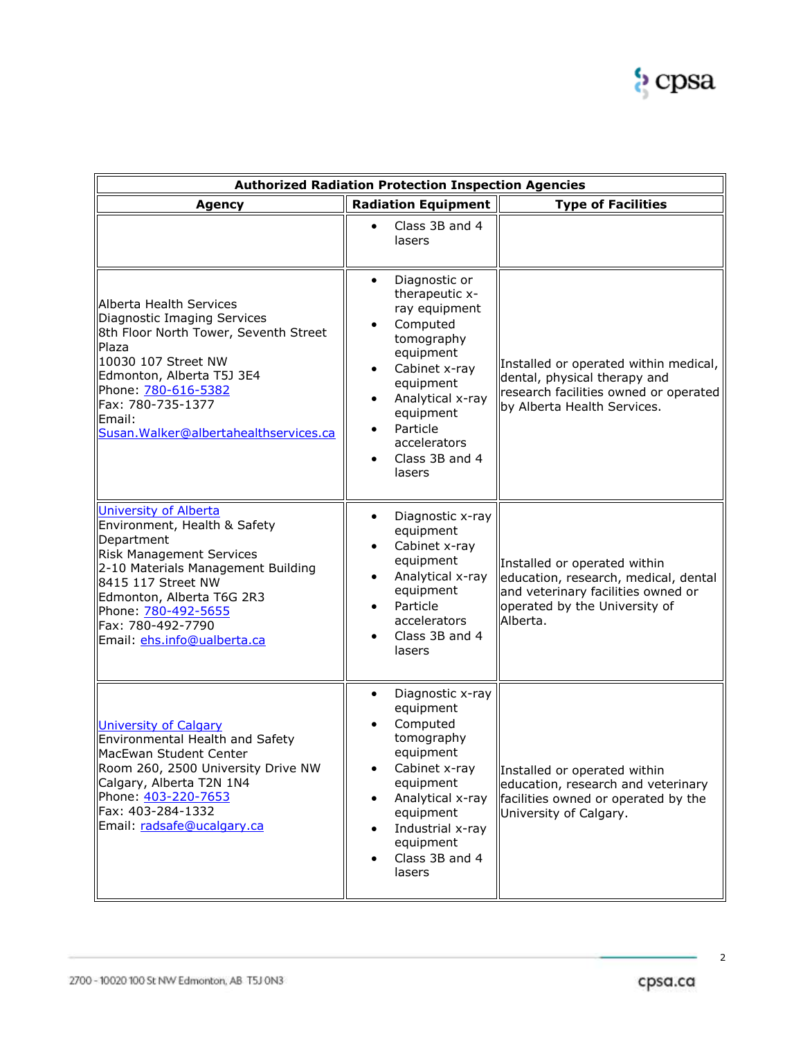| Authorized Radiation Protection Inspection Agencies | | |
|---|---|---|
| **Agency** | **Radiation Equipment** | **Type of Facilities** |
| | • Class 3B and 4 lasers | |
| Alberta Health Services<br>Diagnostic Imaging Services<br>8th Floor North Tower, Seventh Street Plaza<br>10030 107 Street NW<br>Edmonton, Alberta T5J 3E4<br>Phone: 780-616-5382<br>Fax: 780-735-1377<br>Email: Susan.Walker@albertahealthservices.ca | • Diagnostic or therapeutic x-ray equipment<br>• Computed tomography equipment<br>• Cabinet x-ray equipment<br>• Analytical x-ray equipment<br>• Particle accelerators<br>• Class 3B and 4 lasers | Installed or operated within medical, dental, physical therapy and research facilities owned or operated by Alberta Health Services. |
| University of Alberta<br>Environment, Health & Safety Department<br>Risk Management Services<br>2-10 Materials Management Building<br>8415 117 Street NW<br>Edmonton, Alberta T6G 2R3<br>Phone: 780-492-5655<br>Fax: 780-492-7790<br>Email: ehs.info@ualberta.ca | • Diagnostic x-ray equipment<br>• Cabinet x-ray equipment<br>• Analytical x-ray equipment<br>• Particle accelerators<br>• Class 3B and 4 lasers | Installed or operated within education, research, medical, dental and veterinary facilities owned or operated by the University of Alberta. |
| University of Calgary<br>Environmental Health and Safety<br>MacEwan Student Center<br>Room 260, 2500 University Drive NW<br>Calgary, Alberta T2N 1N4<br>Phone: 403-220-7653<br>Fax: 403-284-1332<br>Email: radsafe@ucalgary.ca | • Diagnostic x-ray equipment<br>• Computed tomography equipment<br>• Cabinet x-ray equipment<br>• Analytical x-ray equipment<br>• Industrial x-ray equipment<br>• Class 3B and 4 lasers | Installed or operated within education, research and veterinary facilities owned or operated by the University of Calgary. |